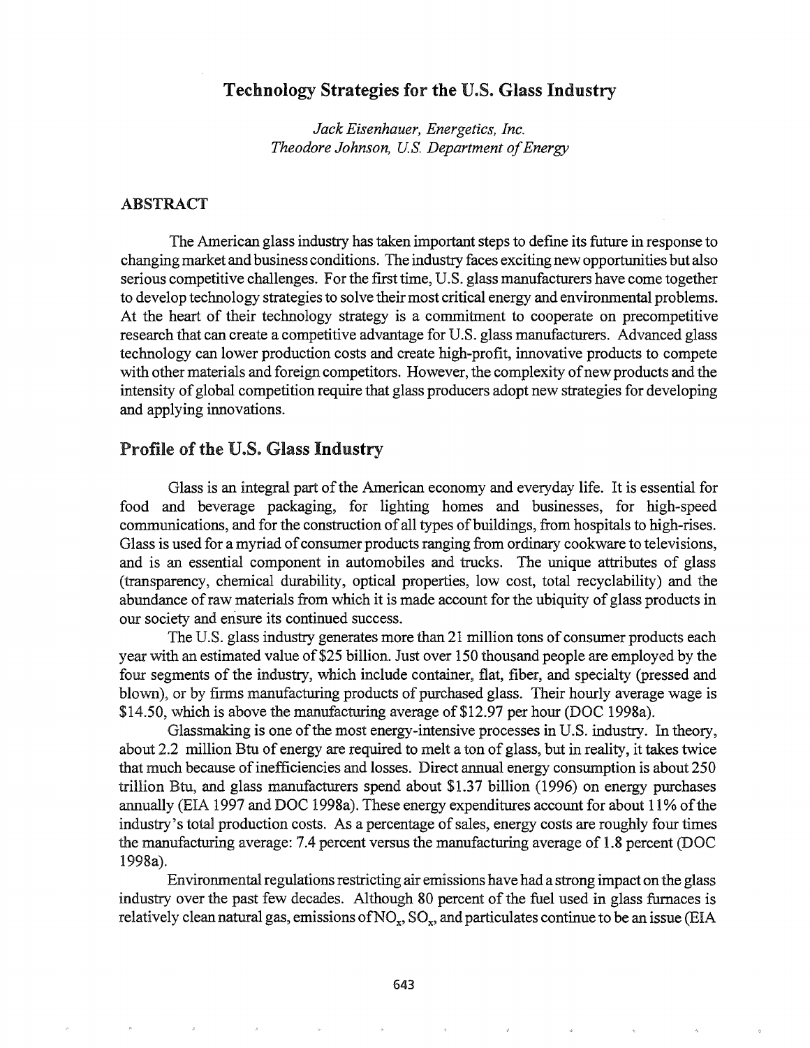# Technology Strategies for the U.S. Glass Industry

*Jack Eisenhauer, Energetics, Inc.*
*Theodore Johnson, U.S. Department of Energy*

## ABSTRACT

The American glass industry has taken important steps to define its future in response to changing market and business conditions. The industry faces exciting new opportunities but also serious competitive challenges. For the first time, U.S. glass manufacturers have come together to develop technology strategies to solve their most critical energy and environmental problems. At the heart of their technology strategy is a commitment to cooperate on precompetitive research that can create a competitive advantage for U.S. glass manufacturers. Advanced glass technology can lower production costs and create high-profit, innovative products to compete with other materials and foreign competitors. However, the complexity of new products and the intensity of global competition require that glass producers adopt new strategies for developing and applying innovations.

## Profile of the U.S. Glass Industry

Glass is an integral part of the American economy and everyday life. It is essential for food and beverage packaging, for lighting homes and businesses, for high-speed communications, and for the construction of all types of buildings, from hospitals to high-rises. Glass is used for a myriad of consumer products ranging from ordinary cookware to televisions, and is an essential component in automobiles and trucks. The unique attributes of glass (transparency, chemical durability, optical properties, low cost, total recyclability) and the abundance of raw materials from which it is made account for the ubiquity of glass products in our society and ensure its continued success.

The U.S. glass industry generates more than 21 million tons of consumer products each year with an estimated value of $25 billion. Just over 150 thousand people are employed by the four segments of the industry, which include container, flat, fiber, and specialty (pressed and blown), or by firms manufacturing products of purchased glass. Their hourly average wage is $14.50, which is above the manufacturing average of $12.97 per hour (DOC 1998a).

Glassmaking is one of the most energy-intensive processes in U.S. industry. In theory, about 2.2 million Btu of energy are required to melt a ton of glass, but in reality, it takes twice that much because of inefficiencies and losses. Direct annual energy consumption is about 250 trillion Btu, and glass manufacturers spend about $1.37 billion (1996) on energy purchases annually (EIA 1997 and DOC 1998a). These energy expenditures account for about 11% of the industry's total production costs. As a percentage of sales, energy costs are roughly four times the manufacturing average: 7.4 percent versus the manufacturing average of 1.8 percent (DOC 1998a).

Environmental regulations restricting air emissions have had a strong impact on the glass industry over the past few decades. Although 80 percent of the fuel used in glass furnaces is relatively clean natural gas, emissions of $NO_x$, $SO_x$, and particulates continue to be an issue (EIA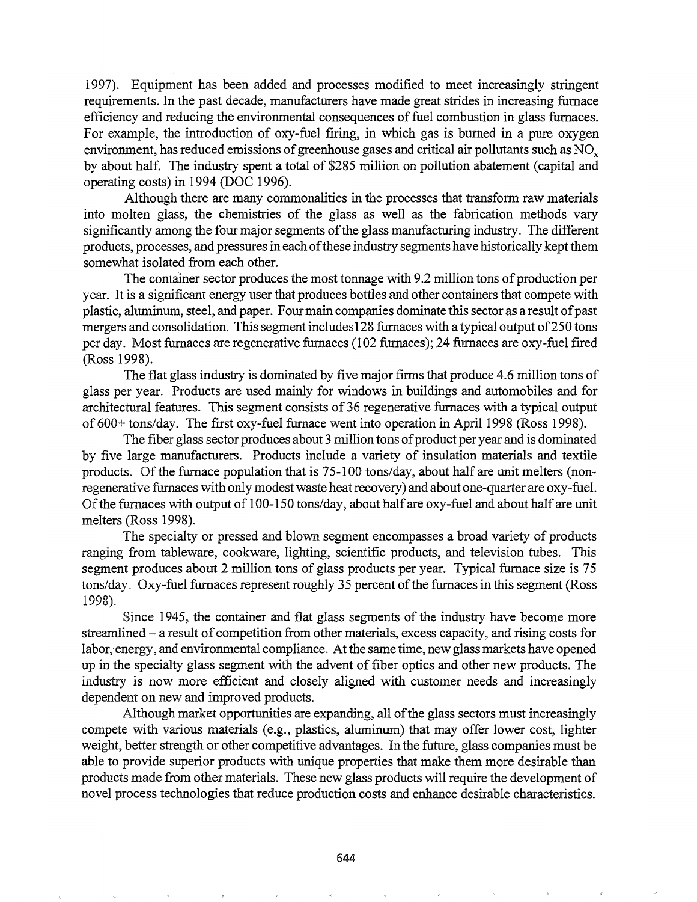1997). Equipment has been added and processes modified to meet increasingly stringent requirements. In the past decade, manufacturers have made great strides in increasing furnace efficiency and reducing the environmental consequences of fuel combustion in glass furnaces. For example, the introduction of oxy-fuel firing, in which gas is burned in a pure oxygen environment, has reduced emissions of greenhouse gases and critical air pollutants such as $NO_x$ by about half. The industry spent a total of $285 million on pollution abatement (capital and operating costs) in 1994 (DOC 1996).

Although there are many commonalities in the processes that transform raw materials into molten glass, the chemistries of the glass as well as the fabrication methods vary significantly among the four major segments of the glass manufacturing industry. The different products, processes, and pressures in each of these industry segments have historically kept them somewhat isolated from each other.

The container sector produces the most tonnage with 9.2 million tons of production per year. It is a significant energy user that produces bottles and other containers that compete with plastic, aluminum, steel, and paper. Four main companies dominate this sector as a result of past mergers and consolidation. This segment includes128 furnaces with a typical output of 250 tons per day. Most furnaces are regenerative furnaces (102 furnaces); 24 furnaces are oxy-fuel fired (Ross 1998).

The flat glass industry is dominated by five major firms that produce 4.6 million tons of glass per year. Products are used mainly for windows in buildings and automobiles and for architectural features. This segment consists of 36 regenerative furnaces with a typical output of 600+ tons/day. The first oxy-fuel furnace went into operation in April 1998 (Ross 1998).

The fiber glass sector produces about 3 million tons of product per year and is dominated by five large manufacturers. Products include a variety of insulation materials and textile products. Of the furnace population that is 75-100 tons/day, about half are unit melters (non-regenerative furnaces with only modest waste heat recovery) and about one-quarter are oxy-fuel. Of the furnaces with output of 100-150 tons/day, about half are oxy-fuel and about half are unit melters (Ross 1998).

The specialty or pressed and blown segment encompasses a broad variety of products ranging from tableware, cookware, lighting, scientific products, and television tubes. This segment produces about 2 million tons of glass products per year. Typical furnace size is 75 tons/day. Oxy-fuel furnaces represent roughly 35 percent of the furnaces in this segment (Ross 1998).

Since 1945, the container and flat glass segments of the industry have become more streamlined – a result of competition from other materials, excess capacity, and rising costs for labor, energy, and environmental compliance. At the same time, new glass markets have opened up in the specialty glass segment with the advent of fiber optics and other new products. The industry is now more efficient and closely aligned with customer needs and increasingly dependent on new and improved products.

Although market opportunities are expanding, all of the glass sectors must increasingly compete with various materials (e.g., plastics, aluminum) that may offer lower cost, lighter weight, better strength or other competitive advantages. In the future, glass companies must be able to provide superior products with unique properties that make them more desirable than products made from other materials. These new glass products will require the development of novel process technologies that reduce production costs and enhance desirable characteristics.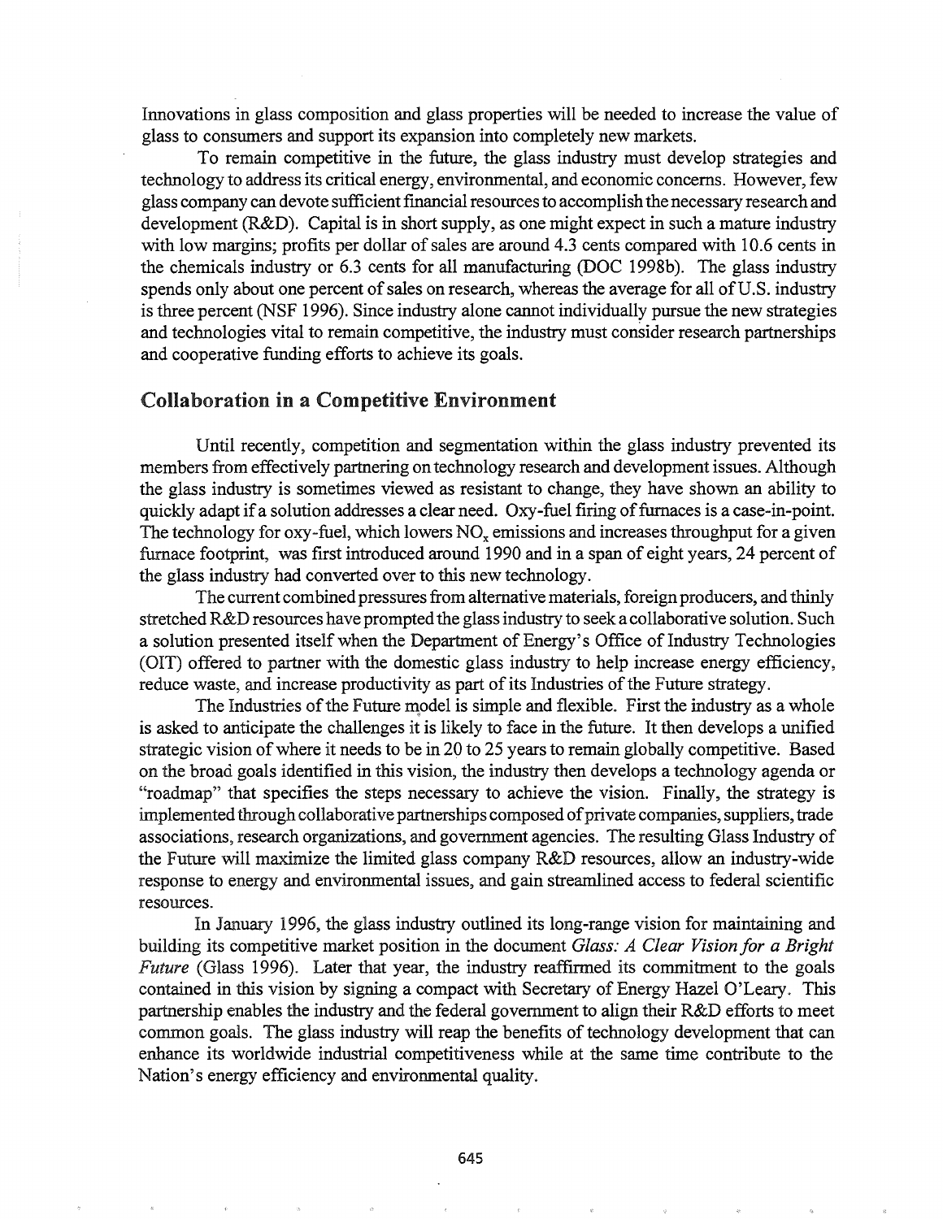Innovations in glass composition and glass properties will be needed to increase the value of glass to consumers and support its expansion into completely new markets.

To remain competitive in the future, the glass industry must develop strategies and technology to address its critical energy, environmental, and economic concerns. However, few glass company can devote sufficient financial resources to accomplish the necessary research and development (R&D). Capital is in short supply, as one might expect in such a mature industry with low margins; profits per dollar of sales are around 4.3 cents compared with 10.6 cents in the chemicals industry or 6.3 cents for all manufacturing (DOC 1998b). The glass industry spends only about one percent of sales on research, whereas the average for all of U.S. industry is three percent (NSF 1996). Since industry alone cannot individually pursue the new strategies and technologies vital to remain competitive, the industry must consider research partnerships and cooperative funding efforts to achieve its goals.

## Collaboration in a Competitive Environment

Until recently, competition and segmentation within the glass industry prevented its members from effectively partnering on technology research and development issues. Although the glass industry is sometimes viewed as resistant to change, they have shown an ability to quickly adapt if a solution addresses a clear need. Oxy-fuel firing of furnaces is a case-in-point. The technology for oxy-fuel, which lowers $NO_x$ emissions and increases throughput for a given furnace footprint, was first introduced around 1990 and in a span of eight years, 24 percent of the glass industry had converted over to this new technology.

The current combined pressures from alternative materials, foreign producers, and thinly stretched R&D resources have prompted the glass industry to seek a collaborative solution. Such a solution presented itself when the Department of Energy's Office of Industry Technologies (OIT) offered to partner with the domestic glass industry to help increase energy efficiency, reduce waste, and increase productivity as part of its Industries of the Future strategy.

The Industries of the Future model is simple and flexible. First the industry as a whole is asked to anticipate the challenges it is likely to face in the future. It then develops a unified strategic vision of where it needs to be in 20 to 25 years to remain globally competitive. Based on the broad goals identified in this vision, the industry then develops a technology agenda or "roadmap" that specifies the steps necessary to achieve the vision. Finally, the strategy is implemented through collaborative partnerships composed of private companies, suppliers, trade associations, research organizations, and government agencies. The resulting Glass Industry of the Future will maximize the limited glass company R&D resources, allow an industry-wide response to energy and environmental issues, and gain streamlined access to federal scientific resources.

In January 1996, the glass industry outlined its long-range vision for maintaining and building its competitive market position in the document *Glass: A Clear Vision for a Bright Future* (Glass 1996). Later that year, the industry reaffirmed its commitment to the goals contained in this vision by signing a compact with Secretary of Energy Hazel O'Leary. This partnership enables the industry and the federal government to align their R&D efforts to meet common goals. The glass industry will reap the benefits of technology development that can enhance its worldwide industrial competitiveness while at the same time contribute to the Nation's energy efficiency and environmental quality.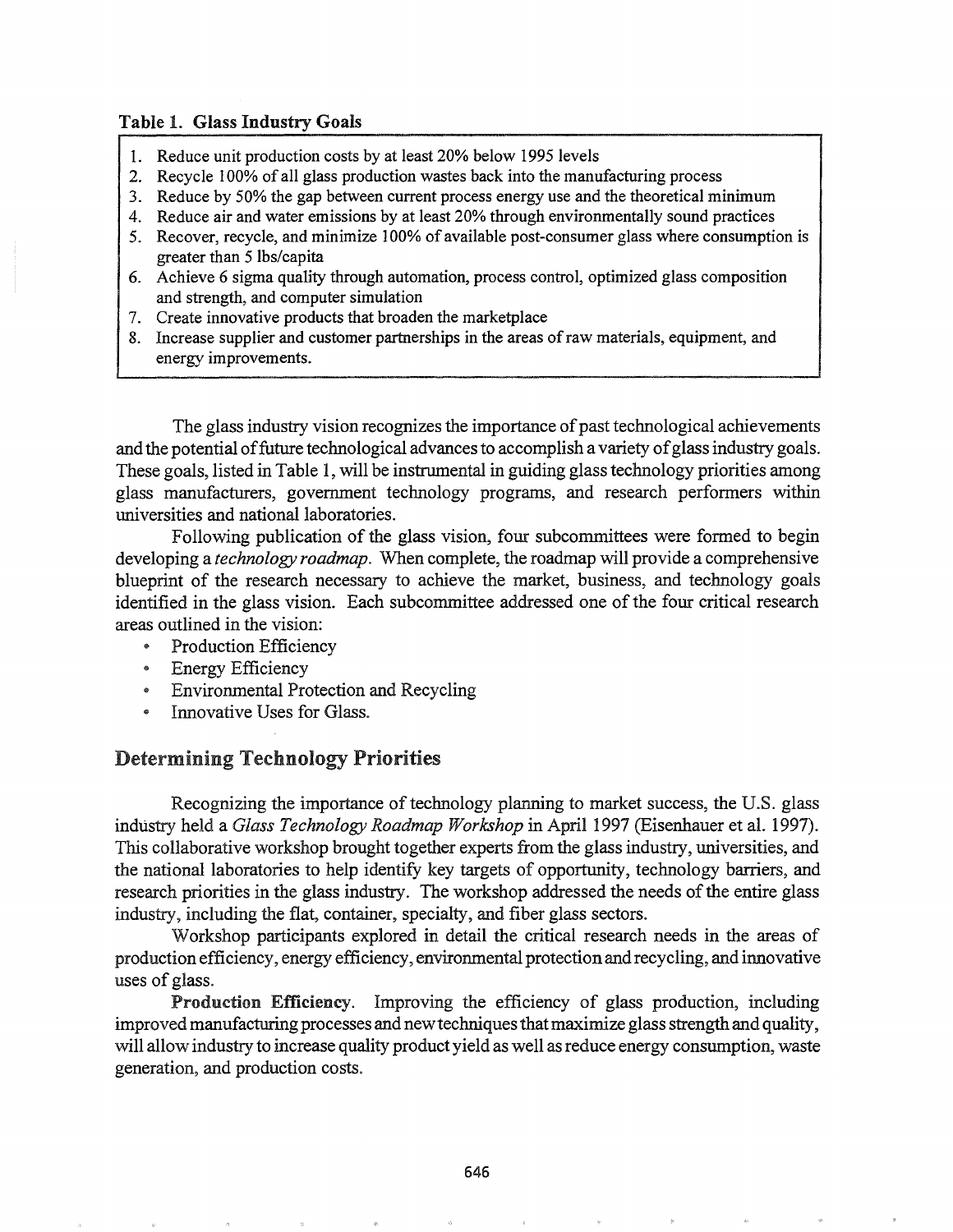**Table 1. Glass Industry Goals**

1. Reduce unit production costs by at least 20% below 1995 levels
2. Recycle 100% of all glass production wastes back into the manufacturing process
3. Reduce by 50% the gap between current process energy use and the theoretical minimum
4. Reduce air and water emissions by at least 20% through environmentally sound practices
5. Recover, recycle, and minimize 100% of available post-consumer glass where consumption is greater than 5 lbs/capita
6. Achieve 6 sigma quality through automation, process control, optimized glass composition and strength, and computer simulation
7. Create innovative products that broaden the marketplace
8. Increase supplier and customer partnerships in the areas of raw materials, equipment, and energy improvements.

The glass industry vision recognizes the importance of past technological achievements and the potential of future technological advances to accomplish a variety of glass industry goals. These goals, listed in Table 1, will be instrumental in guiding glass technology priorities among glass manufacturers, government technology programs, and research performers within universities and national laboratories.

Following publication of the glass vision, four subcommittees were formed to begin developing a *technology roadmap*. When complete, the roadmap will provide a comprehensive blueprint of the research necessary to achieve the market, business, and technology goals identified in the glass vision. Each subcommittee addressed one of the four critical research areas outlined in the vision:

- Production Efficiency
- Energy Efficiency
- Environmental Protection and Recycling
- Innovative Uses for Glass.

## Determining Technology Priorities

Recognizing the importance of technology planning to market success, the U.S. glass industry held a *Glass Technology Roadmap Workshop* in April 1997 (Eisenhauer et al. 1997). This collaborative workshop brought together experts from the glass industry, universities, and the national laboratories to help identify key targets of opportunity, technology barriers, and research priorities in the glass industry. The workshop addressed the needs of the entire glass industry, including the flat, container, specialty, and fiber glass sectors.

Workshop participants explored in detail the critical research needs in the areas of production efficiency, energy efficiency, environmental protection and recycling, and innovative uses of glass.

**Production Efficiency**. Improving the efficiency of glass production, including improved manufacturing processes and new techniques that maximize glass strength and quality, will allow industry to increase quality product yield as well as reduce energy consumption, waste generation, and production costs.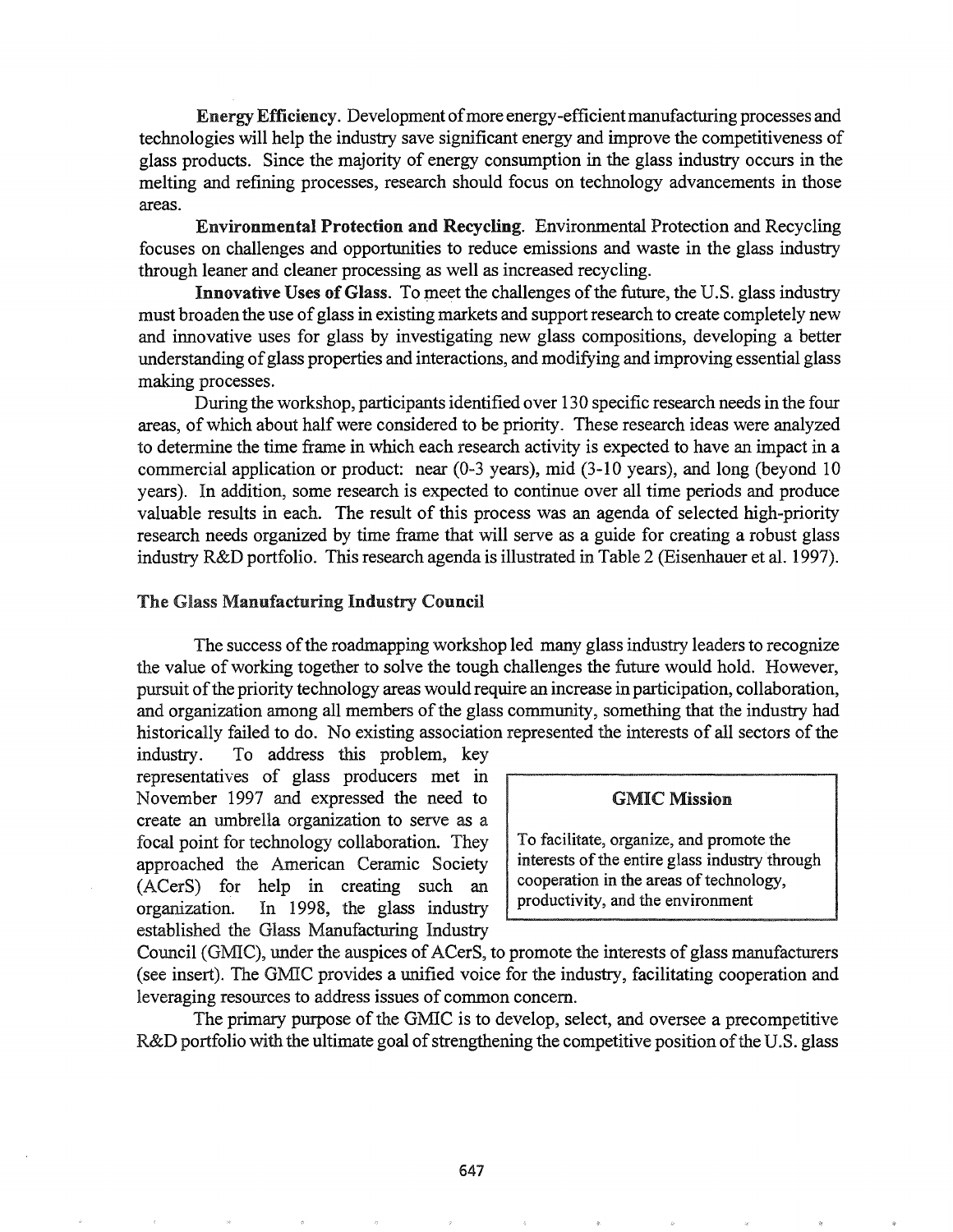**Energy Efficiency**. Development of more energy-efficient manufacturing processes and technologies will help the industry save significant energy and improve the competitiveness of glass products. Since the majority of energy consumption in the glass industry occurs in the melting and refining processes, research should focus on technology advancements in those areas.

**Environmental Protection and Recycling**. Environmental Protection and Recycling focuses on challenges and opportunities to reduce emissions and waste in the glass industry through leaner and cleaner processing as well as increased recycling.

**Innovative Uses of Glass**. To meet the challenges of the future, the U.S. glass industry must broaden the use of glass in existing markets and support research to create completely new and innovative uses for glass by investigating new glass compositions, developing a better understanding of glass properties and interactions, and modifying and improving essential glass making processes.

During the workshop, participants identified over 130 specific research needs in the four areas, of which about half were considered to be priority. These research ideas were analyzed to determine the time frame in which each research activity is expected to have an impact in a commercial application or product: near (0-3 years), mid (3-10 years), and long (beyond 10 years). In addition, some research is expected to continue over all time periods and produce valuable results in each. The result of this process was an agenda of selected high-priority research needs organized by time frame that will serve as a guide for creating a robust glass industry R&D portfolio. This research agenda is illustrated in Table 2 (Eisenhauer et al. 1997).

### The Glass Manufacturing Industry Council

The success of the roadmapping workshop led many glass industry leaders to recognize the value of working together to solve the tough challenges the future would hold. However, pursuit of the priority technology areas would require an increase in participation, collaboration, and organization among all members of the glass community, something that the industry had historically failed to do. No existing association represented the interests of all sectors of the industry. To address this problem, key representatives of glass producers met in November 1997 and expressed the need to create an umbrella organization to serve as a focal point for technology collaboration. They approached the American Ceramic Society (ACerS) for help in creating such an organization. In 1998, the glass industry established the Glass Manufacturing Industry Council (GMIC), under the auspices of ACerS, to promote the interests of glass manufacturers (see insert). The GMIC provides a unified voice for the industry, facilitating cooperation and leveraging resources to address issues of common concern.

> **GMIC Mission**
>
> To facilitate, organize, and promote the interests of the entire glass industry through cooperation in the areas of technology, productivity, and the environment

The primary purpose of the GMIC is to develop, select, and oversee a precompetitive R&D portfolio with the ultimate goal of strengthening the competitive position of the U.S. glass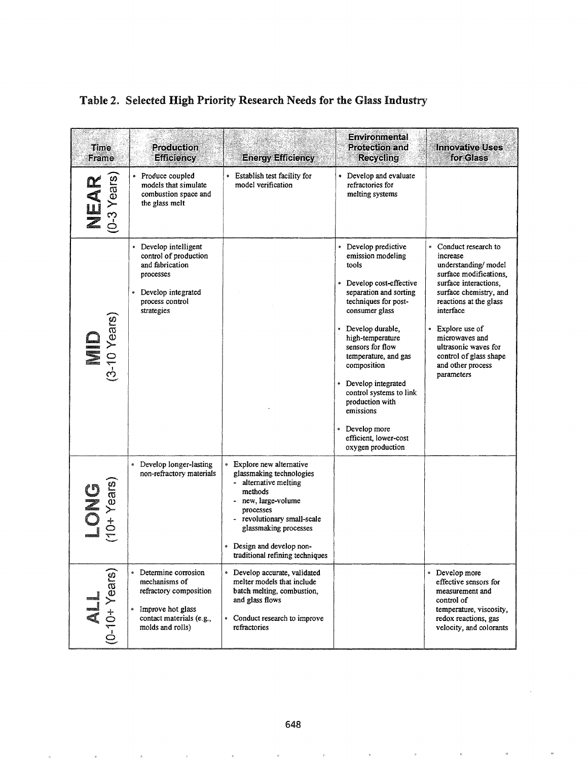## Table 2. Selected High Priority Research Needs for the Glass Industry

| Time Frame | Production Efficiency | Energy Efficiency | Environmental Protection and Recycling | Innovative Uses for Glass |
|---|---|---|---|---|
| NEAR (0-3 Years) | • Produce coupled models that simulate combustion space and the glass melt | • Establish test facility for model verification | • Develop and evaluate refractories for melting systems | |
| MID (3-10 Years) | • Develop intelligent control of production and fabrication processes<br>• Develop integrated process control strategies | | • Develop predictive emission modeling tools<br>• Develop cost-effective separation and sorting techniques for post-consumer glass<br>• Develop durable, high-temperature sensors for flow temperature, and gas composition<br>• Develop integrated control systems to link production with emissions<br>• Develop more efficient, lower-cost oxygen production | • Conduct research to increase understanding/ model surface modifications, surface interactions, surface chemistry, and reactions at the glass interface<br>• Explore use of microwaves and ultrasonic waves for control of glass shape and other process parameters |
| LONG (10+ Years) | • Develop longer-lasting non-refractory materials | • Explore new alternative glassmaking technologies<br>- alternative melting methods<br>- new, large-volume processes<br>- revolutionary small-scale glassmaking processes<br>• Design and develop non-traditional refining techniques | | |
| ALL (0-10+ Years) | • Determine corrosion mechanisms of refractory composition<br>• Improve hot glass contact materials (e.g., molds and rolls) | • Develop accurate, validated melter models that include batch melting, combustion, and glass flows<br>• Conduct research to improve refractories | | • Develop more effective sensors for measurement and control of temperature, viscosity, redox reactions, gas velocity, and colorants |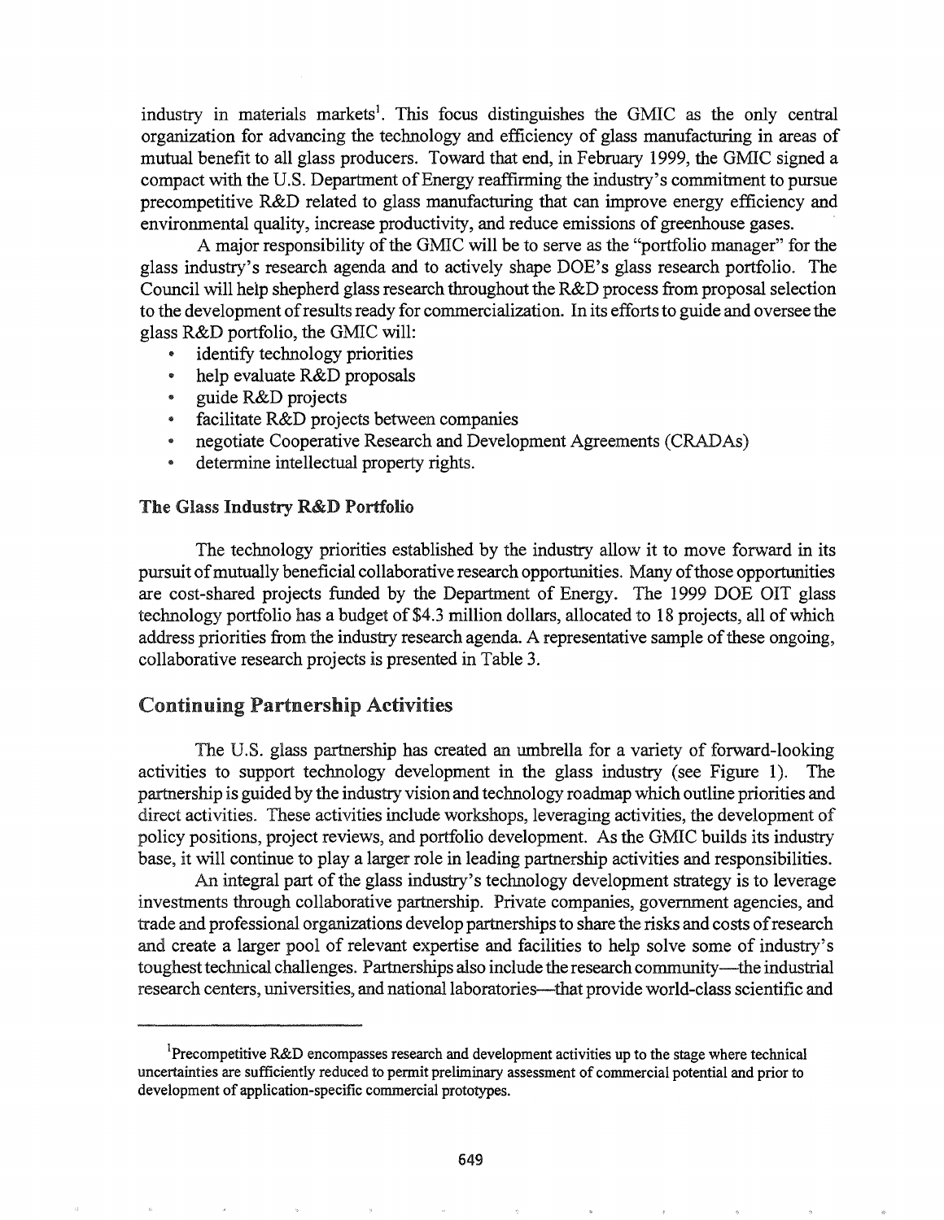industry in materials markets[1]. This focus distinguishes the GMIC as the only central organization for advancing the technology and efficiency of glass manufacturing in areas of mutual benefit to all glass producers. Toward that end, in February 1999, the GMIC signed a compact with the U.S. Department of Energy reaffirming the industry's commitment to pursue precompetitive R&D related to glass manufacturing that can improve energy efficiency and environmental quality, increase productivity, and reduce emissions of greenhouse gases.

A major responsibility of the GMIC will be to serve as the "portfolio manager" for the glass industry's research agenda and to actively shape DOE's glass research portfolio. The Council will help shepherd glass research throughout the R&D process from proposal selection to the development of results ready for commercialization. In its efforts to guide and oversee the glass R&D portfolio, the GMIC will:

- identify technology priorities
- help evaluate R&D proposals
- guide R&D projects
- facilitate R&D projects between companies
- negotiate Cooperative Research and Development Agreements (CRADAs)
- determine intellectual property rights.

### The Glass Industry R&D Portfolio

The technology priorities established by the industry allow it to move forward in its pursuit of mutually beneficial collaborative research opportunities. Many of those opportunities are cost-shared projects funded by the Department of Energy. The 1999 DOE OIT glass technology portfolio has a budget of $4.3 million dollars, allocated to 18 projects, all of which address priorities from the industry research agenda. A representative sample of these ongoing, collaborative research projects is presented in Table 3.

## Continuing Partnership Activities

The U.S. glass partnership has created an umbrella for a variety of forward-looking activities to support technology development in the glass industry (see Figure 1). The partnership is guided by the industry vision and technology roadmap which outline priorities and direct activities. These activities include workshops, leveraging activities, the development of policy positions, project reviews, and portfolio development. As the GMIC builds its industry base, it will continue to play a larger role in leading partnership activities and responsibilities.

An integral part of the glass industry's technology development strategy is to leverage investments through collaborative partnership. Private companies, government agencies, and trade and professional organizations develop partnerships to share the risks and costs of research and create a larger pool of relevant expertise and facilities to help solve some of industry's toughest technical challenges. Partnerships also include the research community—the industrial research centers, universities, and national laboratories—that provide world-class scientific and

---

[1]Precompetitive R&D encompasses research and development activities up to the stage where technical uncertainties are sufficiently reduced to permit preliminary assessment of commercial potential and prior to development of application-specific commercial prototypes.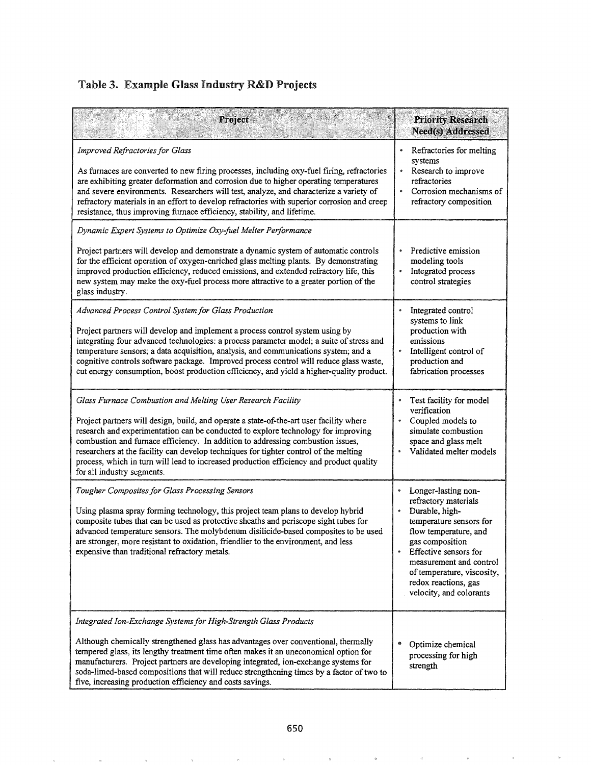## Table 3. Example Glass Industry R&D Projects

| Project | Priority Research Need(s) Addressed |
|---|---|
| *Improved Refractories for Glass*<br><br>As furnaces are converted to new firing processes, including oxy-fuel firing, refractories are exhibiting greater deformation and corrosion due to higher operating temperatures and severe environments. Researchers will test, analyze, and characterize a variety of refractory materials in an effort to develop refractories with superior corrosion and creep resistance, thus improving furnace efficiency, stability, and lifetime. | • Refractories for melting systems<br>• Research to improve refractories<br>• Corrosion mechanisms of refractory composition |
| *Dynamic Expert Systems to Optimize Oxy-fuel Melter Performance*<br><br>Project partners will develop and demonstrate a dynamic system of automatic controls for the efficient operation of oxygen-enriched glass melting plants. By demonstrating improved production efficiency, reduced emissions, and extended refractory life, this new system may make the oxy-fuel process more attractive to a greater portion of the glass industry. | • Predictive emission modeling tools<br>• Integrated process control strategies |
| *Advanced Process Control System for Glass Production*<br><br>Project partners will develop and implement a process control system using by integrating four advanced technologies: a process parameter model; a suite of stress and temperature sensors; a data acquisition, analysis, and communications system; and a cognitive controls software package. Improved process control will reduce glass waste, cut energy consumption, boost production efficiency, and yield a higher-quality product. | • Integrated control systems to link production with emissions<br>• Intelligent control of production and fabrication processes |
| *Glass Furnace Combustion and Melting User Research Facility*<br><br>Project partners will design, build, and operate a state-of-the-art user facility where research and experimentation can be conducted to explore technology for improving combustion and furnace efficiency. In addition to addressing combustion issues, researchers at the facility can develop techniques for tighter control of the melting process, which in turn will lead to increased production efficiency and product quality for all industry segments. | • Test facility for model verification<br>• Coupled models to simulate combustion space and glass melt<br>• Validated melter models |
| *Tougher Composites for Glass Processing Sensors*<br><br>Using plasma spray forming technology, this project team plans to develop hybrid composite tubes that can be used as protective sheaths and periscope sight tubes for advanced temperature sensors. The molybdenum disilicide-based composites to be used are stronger, more resistant to oxidation, friendlier to the environment, and less expensive than traditional refractory metals. | • Longer-lasting non-refractory materials<br>• Durable, high-temperature sensors for flow temperature, and gas composition<br>• Effective sensors for measurement and control of temperature, viscosity, redox reactions, gas velocity, and colorants |
| *Integrated Ion-Exchange Systems for High-Strength Glass Products*<br><br>Although chemically strengthened glass has advantages over conventional, thermally tempered glass, its lengthy treatment time often makes it an uneconomical option for manufacturers. Project partners are developing integrated, ion-exchange systems for soda-limed-based compositions that will reduce strengthening times by a factor of two to five, increasing production efficiency and costs savings. | • Optimize chemical processing for high strength |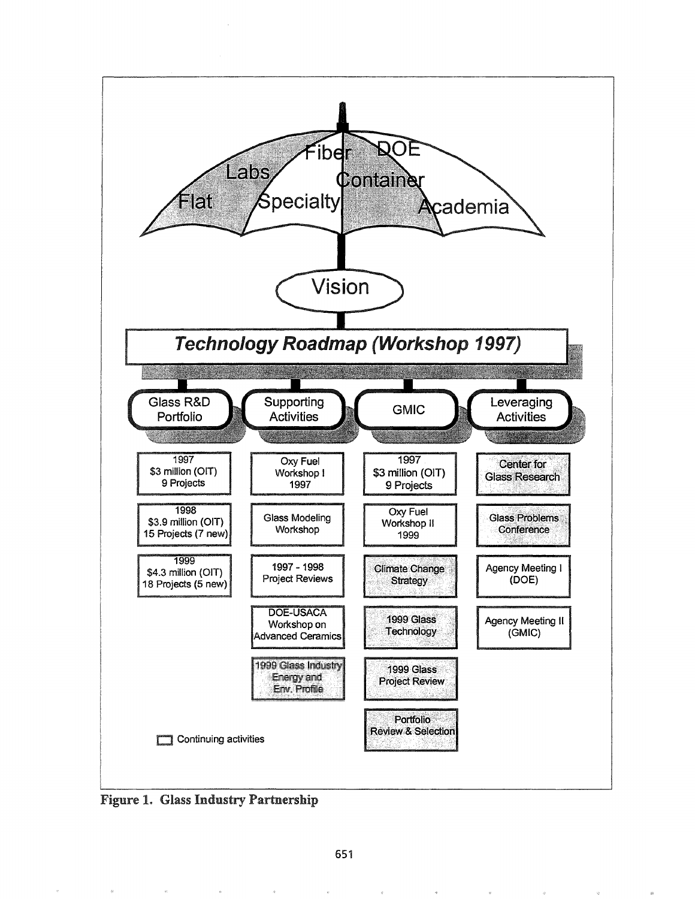Flat | Labs | Specialty | Fiber | DOE | Container | Academia

Vision

***Technology Roadmap (Workshop 1997)***

| Glass R&D Portfolio | Supporting Activities | GMIC | Leveraging Activities |
| --- | --- | --- | --- |
| 1997 $3 million (OIT) 9 Projects | Oxy Fuel Workshop I 1997 | 1997 $3 million (OIT) 9 Projects | Center for Glass Research |
| 1998 $3.9 million (OIT) 15 Projects (7 new) | Glass Modeling Workshop | Oxy Fuel Workshop II 1999 | Glass Problems Conference |
| 1999 $4.3 million (OIT) 18 Projects (5 new) | 1997 - 1998 Project Reviews | Climate Change Strategy | Agency Meeting I (DOE) |
| | DOE-USACA Workshop on Advanced Ceramics | 1999 Glass Technology | Agency Meeting II (GMIC) |
| | 1999 Glass Industry Energy and Env. Profile | 1999 Glass Project Review | |
| | | Portfolio Review & Selection | |

Continuing activities

**Figure 1. Glass Industry Partnership**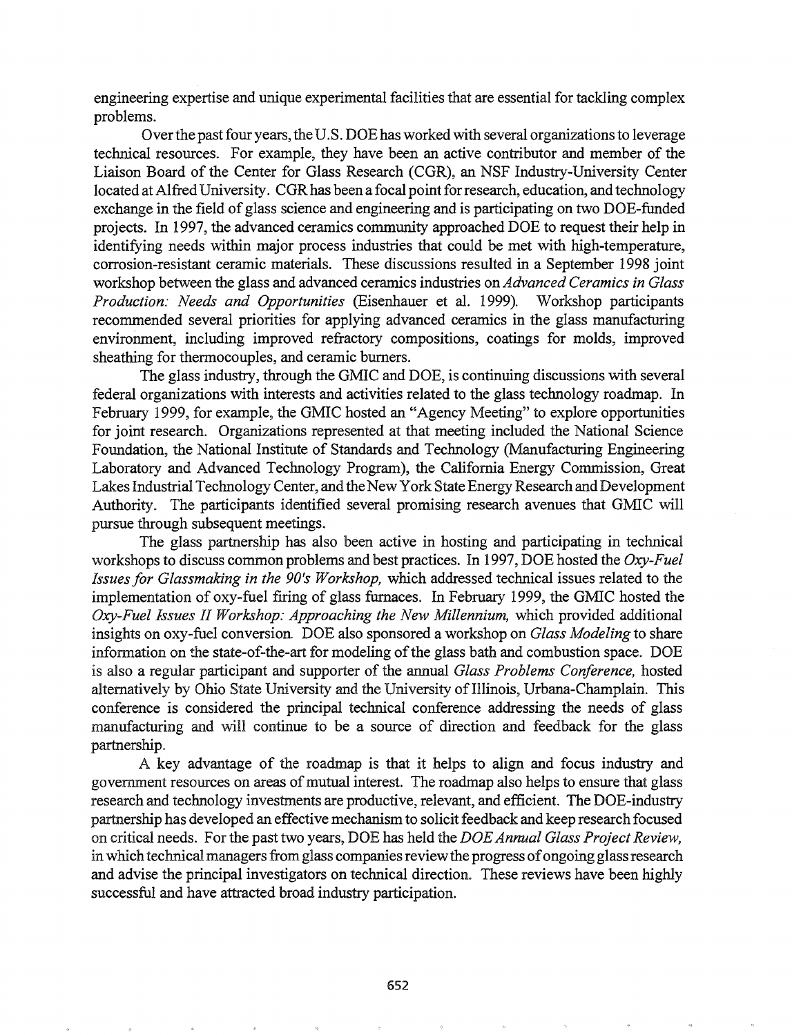engineering expertise and unique experimental facilities that are essential for tackling complex problems.

Over the past four years, the U.S. DOE has worked with several organizations to leverage technical resources. For example, they have been an active contributor and member of the Liaison Board of the Center for Glass Research (CGR), an NSF Industry-University Center located at Alfred University. CGR has been a focal point for research, education, and technology exchange in the field of glass science and engineering and is participating on two DOE-funded projects. In 1997, the advanced ceramics community approached DOE to request their help in identifying needs within major process industries that could be met with high-temperature, corrosion-resistant ceramic materials. These discussions resulted in a September 1998 joint workshop between the glass and advanced ceramics industries on *Advanced Ceramics in Glass Production: Needs and Opportunities* (Eisenhauer et al. 1999). Workshop participants recommended several priorities for applying advanced ceramics in the glass manufacturing environment, including improved refractory compositions, coatings for molds, improved sheathing for thermocouples, and ceramic burners.

The glass industry, through the GMIC and DOE, is continuing discussions with several federal organizations with interests and activities related to the glass technology roadmap. In February 1999, for example, the GMIC hosted an "Agency Meeting" to explore opportunities for joint research. Organizations represented at that meeting included the National Science Foundation, the National Institute of Standards and Technology (Manufacturing Engineering Laboratory and Advanced Technology Program), the California Energy Commission, Great Lakes Industrial Technology Center, and the New York State Energy Research and Development Authority. The participants identified several promising research avenues that GMIC will pursue through subsequent meetings.

The glass partnership has also been active in hosting and participating in technical workshops to discuss common problems and best practices. In 1997, DOE hosted the *Oxy-Fuel Issues for Glassmaking in the 90's Workshop,* which addressed technical issues related to the implementation of oxy-fuel firing of glass furnaces. In February 1999, the GMIC hosted the *Oxy-Fuel Issues II Workshop: Approaching the New Millennium,* which provided additional insights on oxy-fuel conversion. DOE also sponsored a workshop on *Glass Modeling* to share information on the state-of-the-art for modeling of the glass bath and combustion space. DOE is also a regular participant and supporter of the annual *Glass Problems Conference,* hosted alternatively by Ohio State University and the University of Illinois, Urbana-Champlain. This conference is considered the principal technical conference addressing the needs of glass manufacturing and will continue to be a source of direction and feedback for the glass partnership.

A key advantage of the roadmap is that it helps to align and focus industry and government resources on areas of mutual interest. The roadmap also helps to ensure that glass research and technology investments are productive, relevant, and efficient. The DOE-industry partnership has developed an effective mechanism to solicit feedback and keep research focused on critical needs. For the past two years, DOE has held the *DOE Annual Glass Project Review,* in which technical managers from glass companies review the progress of ongoing glass research and advise the principal investigators on technical direction. These reviews have been highly successful and have attracted broad industry participation.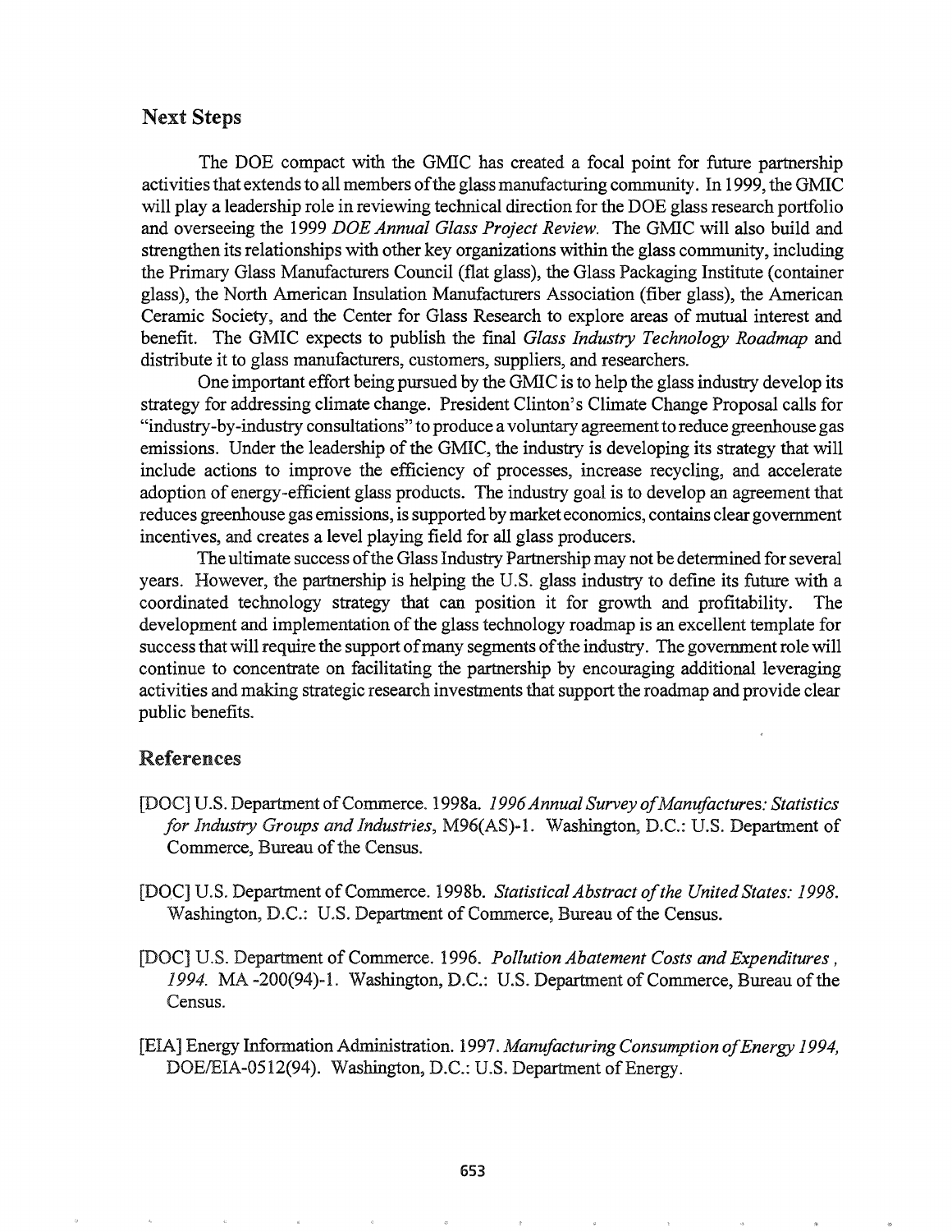## Next Steps

The DOE compact with the GMIC has created a focal point for future partnership activities that extends to all members of the glass manufacturing community. In 1999, the GMIC will play a leadership role in reviewing technical direction for the DOE glass research portfolio and overseeing the 1999 *DOE Annual Glass Project Review.* The GMIC will also build and strengthen its relationships with other key organizations within the glass community, including the Primary Glass Manufacturers Council (flat glass), the Glass Packaging Institute (container glass), the North American Insulation Manufacturers Association (fiber glass), the American Ceramic Society, and the Center for Glass Research to explore areas of mutual interest and benefit. The GMIC expects to publish the final *Glass Industry Technology Roadmap* and distribute it to glass manufacturers, customers, suppliers, and researchers.

One important effort being pursued by the GMIC is to help the glass industry develop its strategy for addressing climate change. President Clinton's Climate Change Proposal calls for "industry-by-industry consultations" to produce a voluntary agreement to reduce greenhouse gas emissions. Under the leadership of the GMIC, the industry is developing its strategy that will include actions to improve the efficiency of processes, increase recycling, and accelerate adoption of energy-efficient glass products. The industry goal is to develop an agreement that reduces greenhouse gas emissions, is supported by market economics, contains clear government incentives, and creates a level playing field for all glass producers.

The ultimate success of the Glass Industry Partnership may not be determined for several years. However, the partnership is helping the U.S. glass industry to define its future with a coordinated technology strategy that can position it for growth and profitability. The development and implementation of the glass technology roadmap is an excellent template for success that will require the support of many segments of the industry. The government role will continue to concentrate on facilitating the partnership by encouraging additional leveraging activities and making strategic research investments that support the roadmap and provide clear public benefits.

## References

[DOC] U.S. Department of Commerce. 1998a. *1996 Annual Survey of Manufactures: Statistics for Industry Groups and Industries*, M96(AS)-1. Washington, D.C.: U.S. Department of Commerce, Bureau of the Census.

[DOC] U.S. Department of Commerce. 1998b. *Statistical Abstract of the United States: 1998.* Washington, D.C.: U.S. Department of Commerce, Bureau of the Census.

[DOC] U.S. Department of Commerce. 1996. *Pollution Abatement Costs and Expenditures, 1994.* MA-200(94)-1. Washington, D.C.: U.S. Department of Commerce, Bureau of the Census.

[EIA] Energy Information Administration. 1997. *Manufacturing Consumption of Energy 1994,* DOE/EIA-0512(94). Washington, D.C.: U.S. Department of Energy.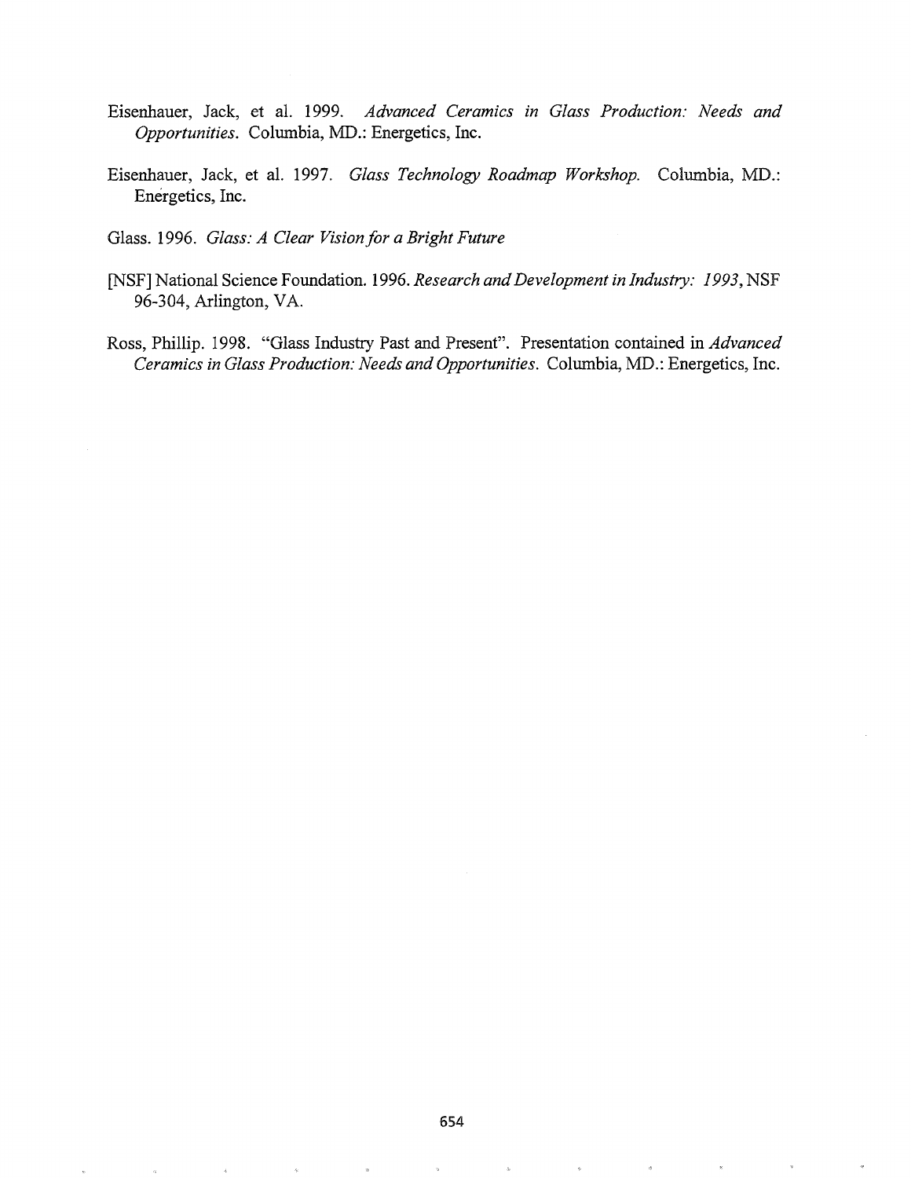Eisenhauer, Jack, et al. 1999. *Advanced Ceramics in Glass Production: Needs and Opportunities*. Columbia, MD.: Energetics, Inc.

Eisenhauer, Jack, et al. 1997. *Glass Technology Roadmap Workshop*. Columbia, MD.: Energetics, Inc.

Glass. 1996. *Glass: A Clear Vision for a Bright Future*

[NSF] National Science Foundation. 1996. *Research and Development in Industry: 1993*, NSF 96-304, Arlington, VA.

Ross, Phillip. 1998. "Glass Industry Past and Present". Presentation contained in *Advanced Ceramics in Glass Production: Needs and Opportunities*. Columbia, MD.: Energetics, Inc.